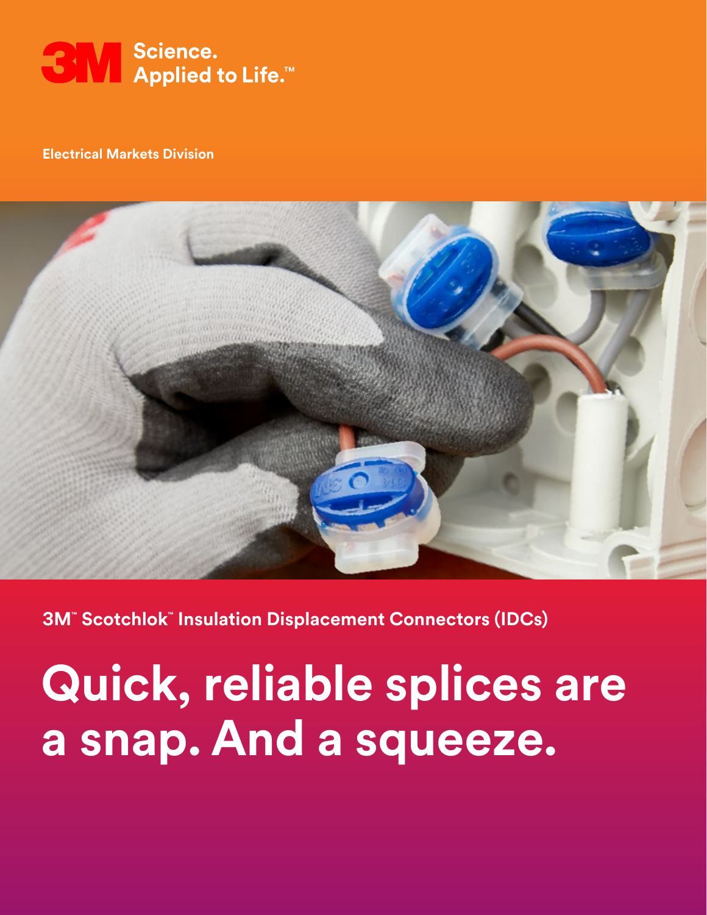3M Science. Applied to Life.™

**Electrical Markets Division**

**3M™ Scotchlok™ Insulation Displacement Connectors (IDCs)**

# Quick, reliable splices are a snap. And a squeeze.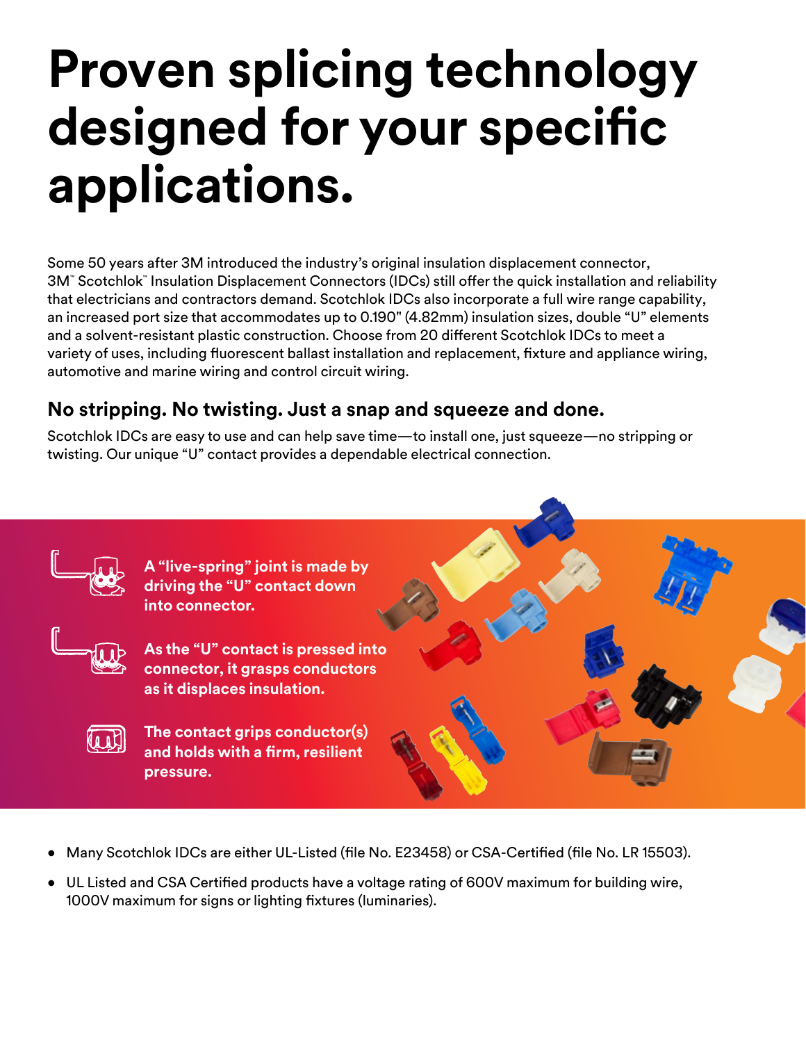# Proven splicing technology designed for your specific applications.

Some 50 years after 3M introduced the industry's original insulation displacement connector, 3M™ Scotchlok™ Insulation Displacement Connectors (IDCs) still offer the quick installation and reliability that electricians and contractors demand. Scotchlok IDCs also incorporate a full wire range capability, an increased port size that accommodates up to 0.190" (4.82mm) insulation sizes, double "U" elements and a solvent-resistant plastic construction. Choose from 20 different Scotchlok IDCs to meet a variety of uses, including fluorescent ballast installation and replacement, fixture and appliance wiring, automotive and marine wiring and control circuit wiring.

## No stripping. No twisting. Just a snap and squeeze and done.

Scotchlok IDCs are easy to use and can help save time—to install one, just squeeze—no stripping or twisting. Our unique "U" contact provides a dependable electrical connection.

**A "live-spring" joint is made by driving the "U" contact down into connector.**

**As the "U" contact is pressed into connector, it grasps conductors as it displaces insulation.**

**The contact grips conductor(s) and holds with a firm, resilient pressure.**

- Many Scotchlok IDCs are either UL-Listed (file No. E23458) or CSA-Certified (file No. LR 15503).
- UL Listed and CSA Certified products have a voltage rating of 600V maximum for building wire, 1000V maximum for signs or lighting fixtures (luminaries).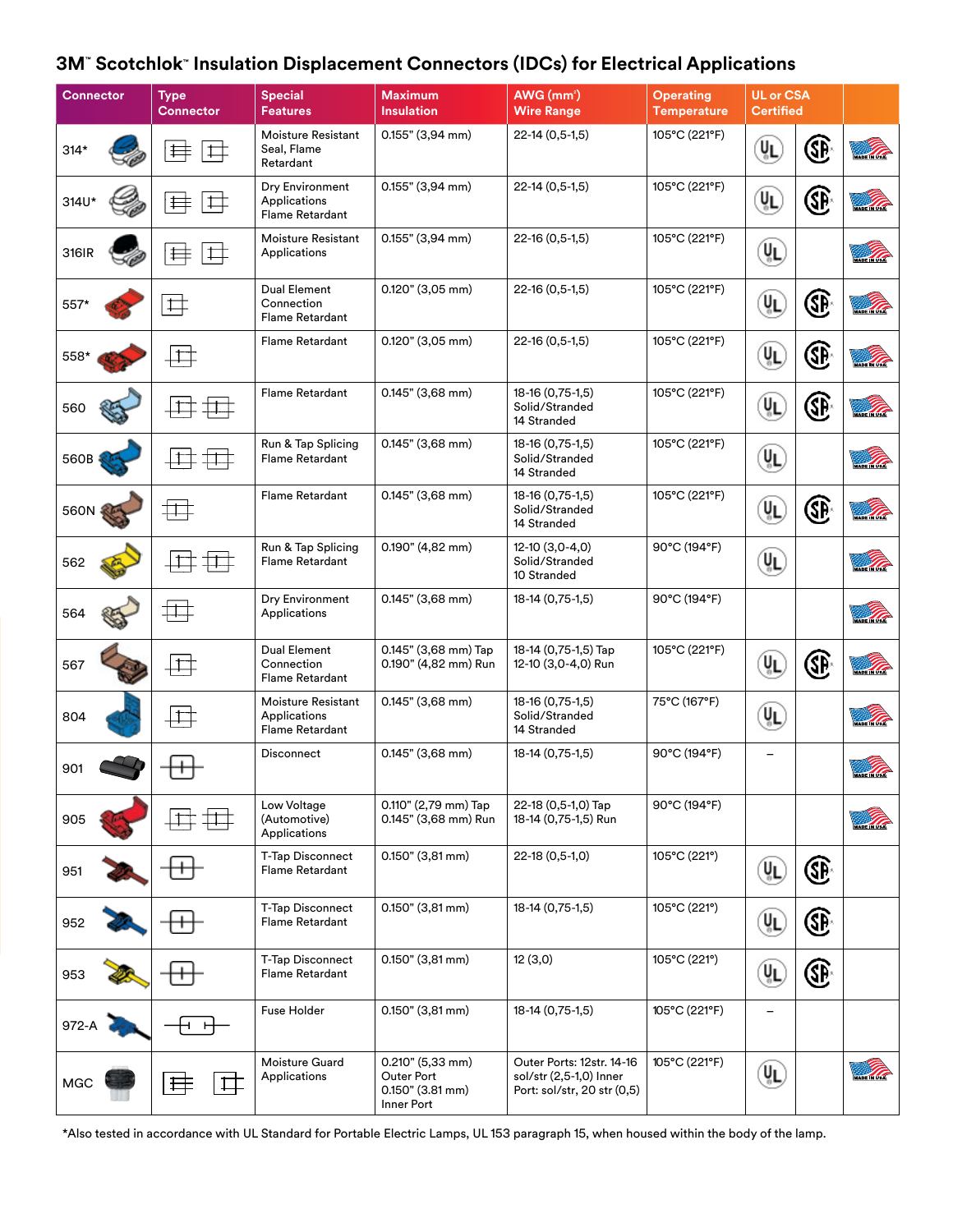# 3M™ Scotchlok™ Insulation Displacement Connectors (IDCs) for Electrical Applications

| Connector | Type Connector | Special Features | Maximum Insulation | AWG (mm²) Wire Range | Operating Temperature | UL or CSA Certified | | |
|---|---|---|---|---|---|---|---|---|
| 314* | | Moisture Resistant Seal, Flame Retardant | 0.155" (3,94 mm) | 22-14 (0,5-1,5) | 105°C (221°F) | UL | CSA | MADE IN USA |
| 314U* | | Dry Environment Applications Flame Retardant | 0.155" (3,94 mm) | 22-14 (0,5-1,5) | 105°C (221°F) | UL | CSA | MADE IN USA |
| 316IR | | Moisture Resistant Applications | 0.155" (3,94 mm) | 22-16 (0,5-1,5) | 105°C (221°F) | UL | | MADE IN USA |
| 557* | | Dual Element Connection Flame Retardant | 0.120" (3,05 mm) | 22-16 (0,5-1,5) | 105°C (221°F) | UL | CSA | MADE IN USA |
| 558* | | Flame Retardant | 0.120" (3,05 mm) | 22-16 (0,5-1,5) | 105°C (221°F) | UL | CSA | MADE IN USA |
| 560 | | Flame Retardant | 0.145" (3,68 mm) | 18-16 (0,75-1,5) Solid/Stranded 14 Stranded | 105°C (221°F) | UL | CSA | MADE IN USA |
| 560B | | Run & Tap Splicing Flame Retardant | 0.145" (3,68 mm) | 18-16 (0,75-1,5) Solid/Stranded 14 Stranded | 105°C (221°F) | UL | | MADE IN USA |
| 560N | | Flame Retardant | 0.145" (3,68 mm) | 18-16 (0,75-1,5) Solid/Stranded 14 Stranded | 105°C (221°F) | UL | CSA | MADE IN USA |
| 562 | | Run & Tap Splicing Flame Retardant | 0.190" (4,82 mm) | 12-10 (3,0-4,0) Solid/Stranded 10 Stranded | 90°C (194°F) | UL | | MADE IN USA |
| 564 | | Dry Environment Applications | 0.145" (3,68 mm) | 18-14 (0,75-1,5) | 90°C (194°F) | | | MADE IN USA |
| 567 | | Dual Element Connection Flame Retardant | 0.145" (3,68 mm) Tap 0.190" (4,82 mm) Run | 18-14 (0,75-1,5) Tap 12-10 (3,0-4,0) Run | 105°C (221°F) | UL | CSA | MADE IN USA |
| 804 | | Moisture Resistant Applications Flame Retardant | 0.145" (3,68 mm) | 18-16 (0,75-1,5) Solid/Stranded 14 Stranded | 75°C (167°F) | UL | | MADE IN USA |
| 901 | | Disconnect | 0.145" (3,68 mm) | 18-14 (0,75-1,5) | 90°C (194°F) | – | | MADE IN USA |
| 905 | | Low Voltage (Automotive) Applications | 0.110" (2,79 mm) Tap 0.145" (3,68 mm) Run | 22-18 (0,5-1,0) Tap 18-14 (0,75-1,5) Run | 90°C (194°F) | | | MADE IN USA |
| 951 | | T-Tap Disconnect Flame Retardant | 0.150" (3,81 mm) | 22-18 (0,5-1,0) | 105°C (221°) | UL | CSA | |
| 952 | | T-Tap Disconnect Flame Retardant | 0.150" (3,81 mm) | 18-14 (0,75-1,5) | 105°C (221°) | UL | CSA | |
| 953 | | T-Tap Disconnect Flame Retardant | 0.150" (3,81 mm) | 12 (3,0) | 105°C (221°) | UL | CSA | |
| 972-A | | Fuse Holder | 0.150" (3,81 mm) | 18-14 (0,75-1,5) | 105°C (221°F) | – | | |
| MGC | | Moisture Guard Applications | 0.210" (5,33 mm) Outer Port 0.150" (3.81 mm) Inner Port | Outer Ports: 12str. 14-16 sol/str (2,5-1,0) Inner Port: sol/str, 20 str (0,5) | 105°C (221°F) | UL | | MADE IN USA |

*Also tested in accordance with UL Standard for Portable Electric Lamps, UL 153 paragraph 15, when housed within the body of the lamp.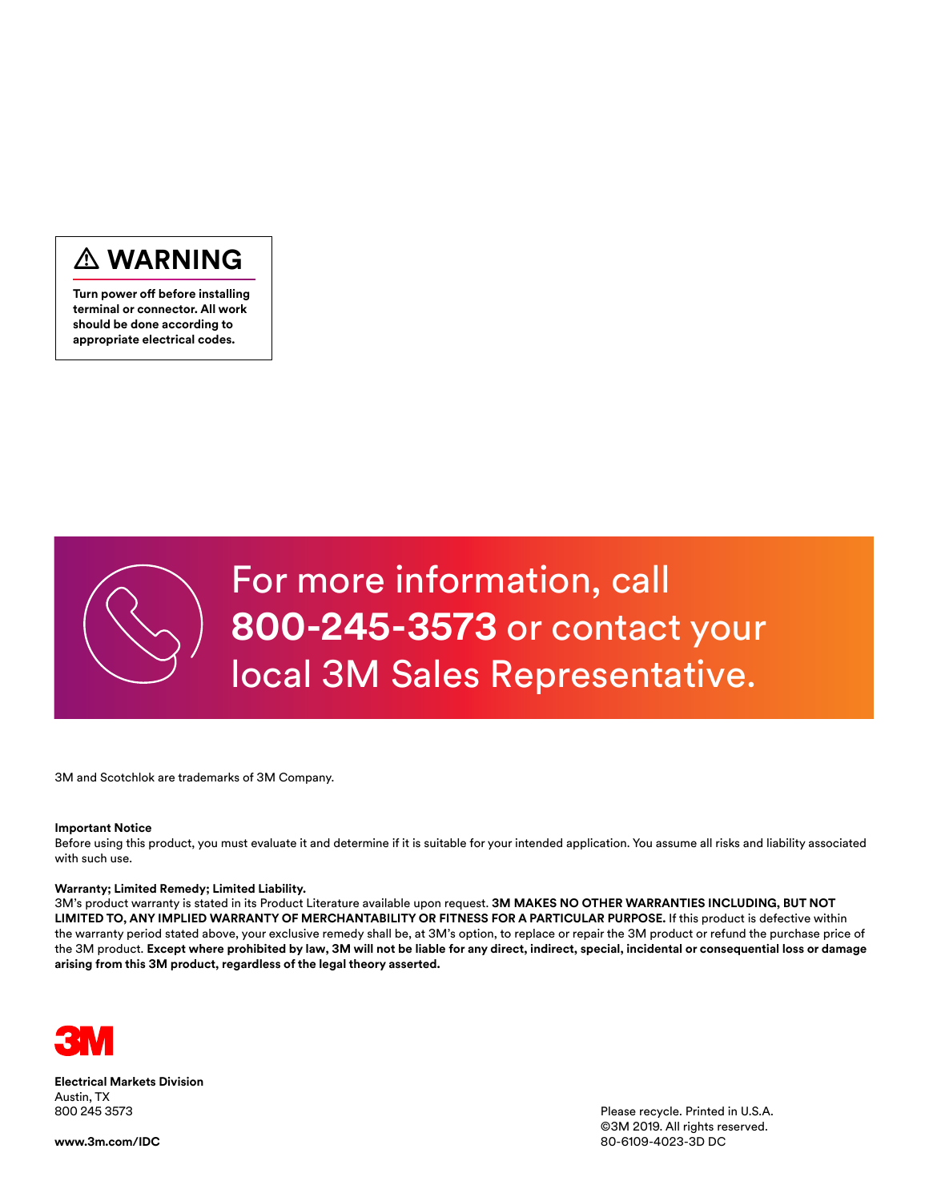## ⚠ WARNING

**Turn power off before installing terminal or connector. All work should be done according to appropriate electrical codes.**

For more information, call **800-245-3573** or contact your local 3M Sales Representative.

3M and Scotchlok are trademarks of 3M Company.

**Important Notice**
Before using this product, you must evaluate it and determine if it is suitable for your intended application. You assume all risks and liability associated with such use.

**Warranty; Limited Remedy; Limited Liability.**
3M's product warranty is stated in its Product Literature available upon request. **3M MAKES NO OTHER WARRANTIES INCLUDING, BUT NOT LIMITED TO, ANY IMPLIED WARRANTY OF MERCHANTABILITY OR FITNESS FOR A PARTICULAR PURPOSE.** If this product is defective within the warranty period stated above, your exclusive remedy shall be, at 3M's option, to replace or repair the 3M product or refund the purchase price of the 3M product. **Except where prohibited by law, 3M will not be liable for any direct, indirect, special, incidental or consequential loss or damage arising from this 3M product, regardless of the legal theory asserted.**

3M

**Electrical Markets Division**
Austin, TX
800 245 3573

**www.3m.com/IDC**

Please recycle. Printed in U.S.A.
©3M 2019. All rights reserved.
80-6109-4023-3D DC